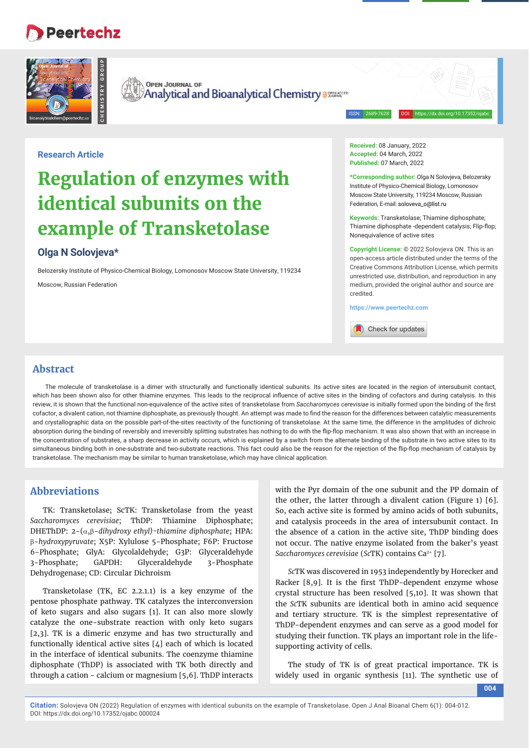Research Article

# Regulation of enzymes with identical subunits on the example of Transketolase

**Olga N Solovjeva***

Belozersky Institute of Physico-Chemical Biology, Lomonosov Moscow State University, 119234 Moscow, Russian Federation

**Received:** 08 January, 2022
**Accepted:** 04 March, 2022
**Published:** 07 March, 2022

***Corresponding author:** Olga N Solovjeva, Belozersky Institute of Physico-Chemical Biology, Lomonosov Moscow State University, 119234 Moscow, Russian Federation, E-mail: soloveva_o@list.ru

**Keywords:** Transketolase; Thiamine diphosphate; Thiamine diphosphate -dependent catalysis; Flip-flop; Nonequivalence of active sites

**Copyright License:** © 2022 Solovjeva ON. This is an open-access article distributed under the terms of the Creative Commons Attribution License, which permits unrestricted use, distribution, and reproduction in any medium, provided the original author and source are credited.

https://www.peertechz.com

## Abstract

The molecule of transketolase is a dimer with structurally and functionally identical subunits. Its active sites are located in the region of intersubunit contact, which has been shown also for other thiamine enzymes. This leads to the reciprocal influence of active sites in the binding of cofactors and during catalysis. In this review, it is shown that the functional non-equivalence of the active sites of transketolase from *Saccharomyces cerevisiae* is initially formed upon the binding of the first cofactor, a divalent cation, not thiamine diphosphate, as previously thought. An attempt was made to find the reason for the differences between catalytic measurements and crystallographic data on the possible part-of-the-sites reactivity of the functioning of transketolase. At the same time, the difference in the amplitudes of dichroic absorption during the binding of reversibly and irreversibly splitting substrates has nothing to do with the flip-flop mechanism. It was also shown that with an increase in the concentration of substrates, a sharp decrease in activity occurs, which is explained by a switch from the alternate binding of the substrate in two active sites to its simultaneous binding both in one-substrate and two-substrate reactions. This fact could also be the reason for the rejection of the flip-flop mechanism of catalysis by transketolase. The mechanism may be similar to human transketolase, which may have clinical application.

## Abbreviations

TK: Transketolase; ScTK: Transketolase from the yeast *Saccharomyces cerevisiae*; ThDP: Thiamine Diphosphate; DHEThDP: 2-(α,β-*dihydroxy ethyl)-thiamine diphosphate*; HPA: β-*hydroxypyruvate*; X5P: Xylulose 5-Phosphate; F6P: Fructose 6-Phosphate; GlyA: Glycolaldehyde; G3P: Glyceraldehyde 3-Phosphate; GAPDH: Glyceraldehyde 3-Phosphate Dehydrogenase; CD: Circular Dichroism

Transketolase (TK, EC 2.2.1.1) is a key enzyme of the pentose phosphate pathway. TK catalyzes the interconversion of keto sugars and also sugars [1]. It can also more slowly catalyze the one-substrate reaction with only keto sugars [2,3]. TK is a dimeric enzyme and has two structurally and functionally identical active sites [4] each of which is located in the interface of identical subunits. The coenzyme thiamine diphosphate (ThDP) is associated with TK both directly and through a cation - calcium or magnesium [5,6]. ThDP interacts with the Pyr domain of the one subunit and the PP domain of the other, the latter through a divalent cation (Figure 1) [6]. So, each active site is formed by amino acids of both subunits, and catalysis proceeds in the area of intersubunit contact. In the absence of a cation in the active site, ThDP binding does not occur. The native enzyme isolated from the baker's yeast *Saccharomyces cerevisiae* (*Sc*TK) contains $Ca^{2+}$ [7].

*Sc*TK was discovered in 1953 independently by Horecker and Racker [8,9]. It is the first ThDP-dependent enzyme whose crystal structure has been resolved [5,10]. It was shown that the *Sc*TK subunits are identical both in amino acid sequence and tertiary structure. TK is the simplest representative of ThDP-dependent enzymes and can serve as a good model for studying their function. TK plays an important role in the life-supporting activity of cells.

The study of TK is of great practical importance. TK is widely used in organic synthesis [11]. The synthetic use of

**Citation:** Solovjeva ON (2022) Regulation of enzymes with identical subunits on the example of Transketolase. Open J Anal Bioanal Chem 6(1): 004-012. DOI: https://dx.doi.org/10.17352/ojabc.000024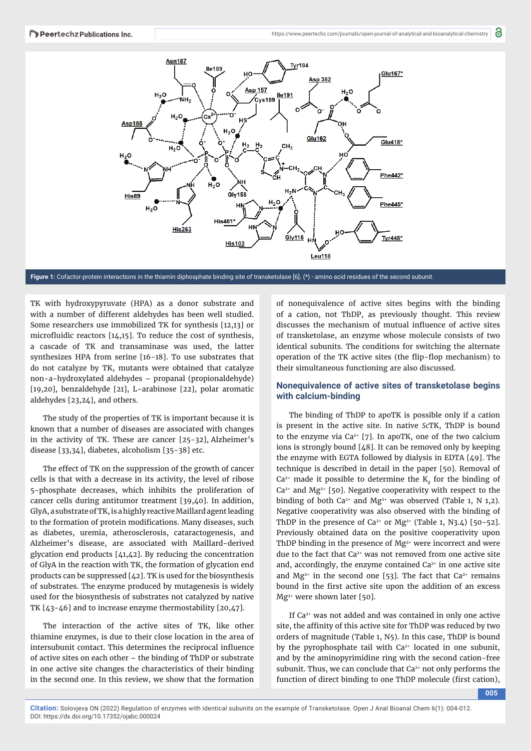Figure 1: Cofactor-protein interactions in the thiamin diphosphate binding site of transketolase [6]. (*) - amino acid residues of the second subunit.

TK with hydroxypyruvate (HPA) as a donor substrate and with a number of different aldehydes has been well studied. Some researchers use immobilized TK for synthesis [12,13] or microfluidic reactors [14,15]. To reduce the cost of synthesis, a cascade of TK and transaminase was used, the latter synthesizes HPA from serine [16-18]. To use substrates that do not catalyze by TK, mutants were obtained that catalyze non-a-hydroxylated aldehydes – propanal (propionaldehyde) [19,20], benzaldehyde [21], L-arabinose [22], polar aromatic aldehydes [23,24], and others.

The study of the properties of TK is important because it is known that a number of diseases are associated with changes in the activity of TK. These are cancer [25-32], Alzheimer's disease [33,34], diabetes, alcoholism [35-38] etc.

The effect of TK on the suppression of the growth of cancer cells is that with a decrease in its activity, the level of ribose 5-phosphate decreases, which inhibits the proliferation of cancer cells during antitumor treatment [39,40]. In addition, GlyA, a substrate of TK, is a highly reactive Maillard agent leading to the formation of protein modifications. Many diseases, such as diabetes, uremia, atherosclerosis, cataractogenesis, and Alzheimer's disease, are associated with Maillard-derived glycation end products [41,42]. By reducing the concentration of GlyA in the reaction with TK, the formation of glycation end products can be suppressed [42]. TK is used for the biosynthesis of substrates. The enzyme produced by mutagenesis is widely used for the biosynthesis of substrates not catalyzed by native TK [43-46] and to increase enzyme thermostability [20,47].

The interaction of the active sites of TK, like other thiamine enzymes, is due to their close location in the area of intersubunit contact. This determines the reciprocal influence of active sites on each other – the binding of ThDP or substrate in one active site changes the characteristics of their binding in the second one. In this review, we show that the formation of nonequivalence of active sites begins with the binding of a cation, not ThDP, as previously thought. This review discusses the mechanism of mutual influence of active sites of transketolase, an enzyme whose molecule consists of two identical subunits. The conditions for switching the alternate operation of the TK active sites (the flip-flop mechanism) to their simultaneous functioning are also discussed.

## Nonequivalence of active sites of transketolase begins with calcium-binding

The binding of ThDP to apoTK is possible only if a cation is present in the active site. In native *Sc*TK, ThDP is bound to the enzyme via $Ca^{2+}$ [7]. In apoTK, one of the two calcium ions is strongly bound [48]. It can be removed only by keeping the enzyme with EGTA followed by dialysis in EDTA [49]. The technique is described in detail in the paper [50]. Removal of $Ca^{2+}$ made it possible to determine the $K_d$ for the binding of $Ca^{2+}$ and $Mg^{2+}$ [50]. Negative cooperativity with respect to the binding of both $Ca^{2+}$ and $Mg^{2+}$ was observed (Table 1, N 1,2). Negative cooperativity was also observed with the binding of ThDP in the presence of $Ca^{2+}$ or $Mg^{2+}$ (Table 1, N3.4) [50-52]. Previously obtained data on the positive cooperativity upon ThDP binding in the presence of $Mg^{2+}$ were incorrect and were due to the fact that $Ca^{2+}$ was not removed from one active site and, accordingly, the enzyme contained $Ca^{2+}$ in one active site and $Mg^{2+}$ in the second one [53]. The fact that $Ca^{2+}$ remains bound in the first active site upon the addition of an excess $Mg^{2+}$ were shown later [50].

If $Ca^{2+}$ was not added and was contained in only one active site, the affinity of this active site for ThDP was reduced by two orders of magnitude (Table 1, N5). In this case, ThDP is bound by the pyrophosphate tail with $Ca^{2+}$ located in one subunit, and by the aminopyrimidine ring with the second cation-free subunit. Thus, we can conclude that $Ca^{2+}$ not only performs the function of direct binding to one ThDP molecule (first cation),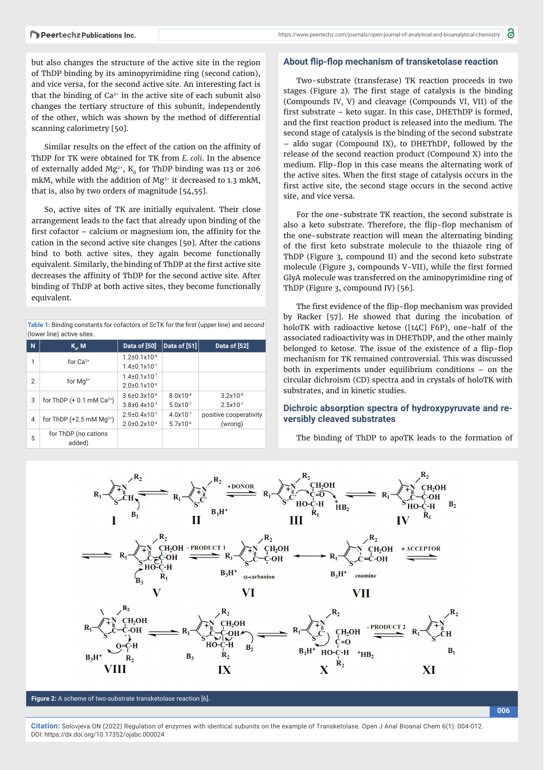but also changes the structure of the active site in the region of ThDP binding by its aminopyrimidine ring (second cation), and vice versa, for the second active site. An interesting fact is that the binding of $Ca^{2+}$ in the active site of each subunit also changes the tertiary structure of this subunit, independently of the other, which was shown by the method of differential scanning calorimetry [50].

Similar results on the effect of the cation on the affinity of ThDP for TK were obtained for TK from *E. coli*. In the absence of externally added $Mg^{2+}$, $K_d$ for ThDP binding was 113 or 206 mkM, while with the addition of $Mg^{2+}$ it decreased to 1.3 mkM, that is, also by two orders of magnitude [54,55].

So, active sites of TK are initially equivalent. Their close arrangement leads to the fact that already upon binding of the first cofactor – calcium or magnesium ion, the affinity for the cation in the second active site changes [50]. After the cations bind to both active sites, they again become functionally equivalent. Similarly, the binding of ThDP at the first active site decreases the affinity of ThDP for the second active site. After binding of ThDP at both active sites, they become functionally equivalent.

Table 1: Binding constants for cofactors of *Sc*TK for the first (upper line) and second (lower line) active sites.

| N | $K_d$, M | Data of [50] | Data of [51] | Data of [52] |
|---|---|---|---|---|
| 1 | for $Ca^{2+}$ | $1.2\pm0.1\times10^{-8}$<br>$1.4\pm0.1\times10^{-7}$ | | |
| 2 | for $Mg^{2+}$ | $1.4\pm0.1\times10^{-7}$<br>$2.0\pm0.1\times10^{-6}$ | | |
| 3 | for ThDP (+ 0.1 mM $Ca^{2+}$) | $3.6\pm0.3\times10^{-8}$<br>$3.8\pm0.4\times10^{-7}$ | $8.0\times10^{-8}$<br>$5.0\times10^{-7}$ | $3.2\times10^{-8}$<br>$2.5\times10^{-7}$ |
| 4 | for ThDP (+2.5 mM $Mg^{2+}$) | $2.9\pm0.4\times10^{-7}$<br>$2.0\pm0.2\times10^{-6}$ | $4.0\times10^{-7}$<br>$5.7\times10^{-6}$ | positive cooperativity (wrong) |
| 5 | for ThDP (no cations added) | | | |

## About flip-flop mechanism of transketolase reaction

Two-substrate (transferase) TK reaction proceeds in two stages (Figure 2). The first stage of catalysis is the binding (Compounds IV, V) and cleavage (Compounds VI, VII) of the first substrate – keto sugar. In this case, DHEThDP is formed, and the first reaction product is released into the medium. The second stage of catalysis is the binding of the second substrate – aldo sugar (Compound IX), to DHEThDP, followed by the release of the second reaction product (Compound X) into the medium. Flip-flop in this case means the alternating work of the active sites. When the first stage of catalysis occurs in the first active site, the second stage occurs in the second active site, and vice versa.

For the one-substrate TK reaction, the second substrate is also a keto substrate. Therefore, the flip-flop mechanism of the one-substrate reaction will mean the alternating binding of the first keto substrate molecule to the thiazole ring of ThDP (Figure 3, compound II) and the second keto substrate molecule (Figure 3, compounds V-VII), while the first formed GlyA molecule was transferred on the aminopyrimidine ring of ThDP (Figure 3, compound IV) [56].

The first evidence of the flip-flop mechanism was provided by Racker [57]. He showed that during the incubation of holoTK with radioactive ketose ([14C] F6P), one-half of the associated radioactivity was in DHEThDP, and the other mainly belonged to ketose. The issue of the existence of a flip-flop mechanism for TK remained controversial. This was discussed both in experiments under equilibrium conditions – on the circular dichroism (CD) spectra and in crystals of holoTK with substrates, and in kinetic studies.

## Dichroic absorption spectra of hydroxypyruvate and reversibly cleaved substrates

The binding of ThDP to apoTK leads to the formation of

Figure 2: A scheme of two-substrate transketolase reaction [6].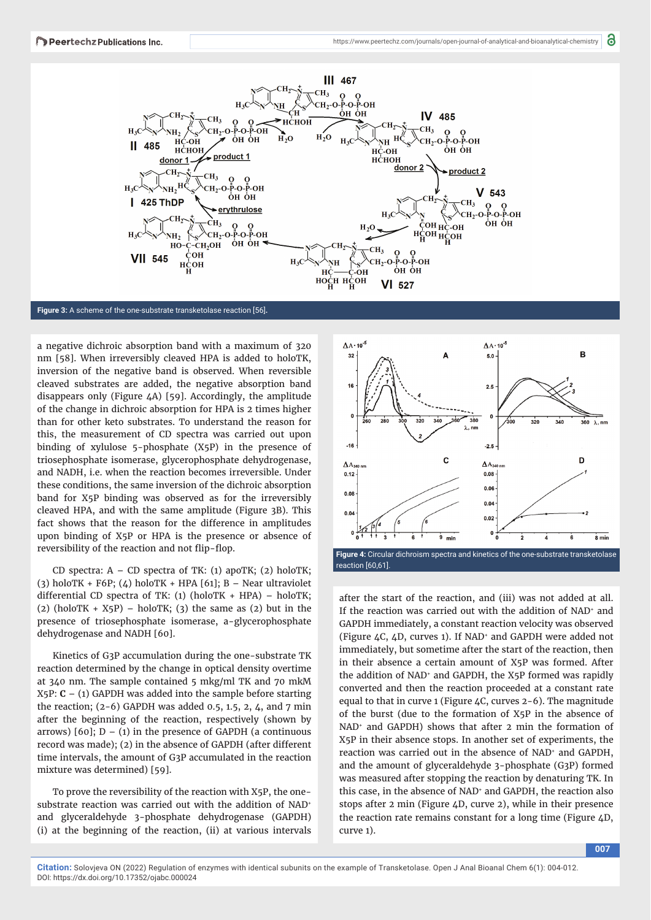Figure 3: A scheme of the one-substrate transketolase reaction [56].

a negative dichroic absorption band with a maximum of 320 nm [58]. When irreversibly cleaved HPA is added to holoTK, inversion of the negative band is observed. When reversible cleaved substrates are added, the negative absorption band disappears only (Figure 4A) [59]. Accordingly, the amplitude of the change in dichroic absorption for HPA is 2 times higher than for other keto substrates. To understand the reason for this, the measurement of CD spectra was carried out upon binding of xylulose 5-phosphate (X5P) in the presence of triosephosphate isomerase, glycerophosphate dehydrogenase, and NADH, i.e. when the reaction becomes irreversible. Under these conditions, the same inversion of the dichroic absorption band for X5P binding was observed as for the irreversibly cleaved HPA, and with the same amplitude (Figure 3B). This fact shows that the reason for the difference in amplitudes upon binding of X5P or HPA is the presence or absence of reversibility of the reaction and not flip-flop.

CD spectra: A – CD spectra of TK: (1) apoTK; (2) holoTK; (3) holoTK + F6P; (4) holoTK + HPA [61]; B – Near ultraviolet differential CD spectra of TK: (1) (holoTK + HPA) – holoTK; (2) (holoTK + X5P) – holoTK; (3) the same as (2) but in the presence of triosephosphate isomerase, a-glycerophosphate dehydrogenase and NADH [60].

Kinetics of G3P accumulation during the one-substrate TK reaction determined by the change in optical density overtime at 340 nm. The sample contained 5 mkg/ml TK and 70 mkM X5P: **C** – (1) GAPDH was added into the sample before starting the reaction; (2-6) GAPDH was added 0.5, 1.5, 2, 4, and 7 min after the beginning of the reaction, respectively (shown by arrows) [60]; D – (1) in the presence of GAPDH (a continuous record was made); (2) in the absence of GAPDH (after different time intervals, the amount of G3P accumulated in the reaction mixture was determined) [59].

To prove the reversibility of the reaction with X5P, the one-substrate reaction was carried out with the addition of $NAD^+$ and glyceraldehyde 3-phosphate dehydrogenase (GAPDH) (i) at the beginning of the reaction, (ii) at various intervals after the start of the reaction, and (iii) was not added at all. If the reaction was carried out with the addition of $NAD^+$ and GAPDH immediately, a constant reaction velocity was observed (Figure 4C, 4D, curves 1). If $NAD^+$ and GAPDH were added not immediately, but sometime after the start of the reaction, then in their absence a certain amount of X5P was formed. After the addition of $NAD^+$ and GAPDH, the X5P formed was rapidly converted and then the reaction proceeded at a constant rate equal to that in curve 1 (Figure 4C, curves 2-6). The magnitude of the burst (due to the formation of X5P in the absence of $NAD^+$ and GAPDH) shows that after 2 min the formation of X5P in their absence stops. In another set of experiments, the reaction was carried out in the absence of $NAD^+$ and GAPDH, and the amount of glyceraldehyde 3-phosphate (G3P) formed was measured after stopping the reaction by denaturing TK. In this case, in the absence of $NAD^+$ and GAPDH, the reaction also stops after 2 min (Figure 4D, curve 2), while in their presence the reaction rate remains constant for a long time (Figure 4D, curve 1).

Figure 4: Circular dichroism spectra and kinetics of the one-substrate transketolase reaction [60,61].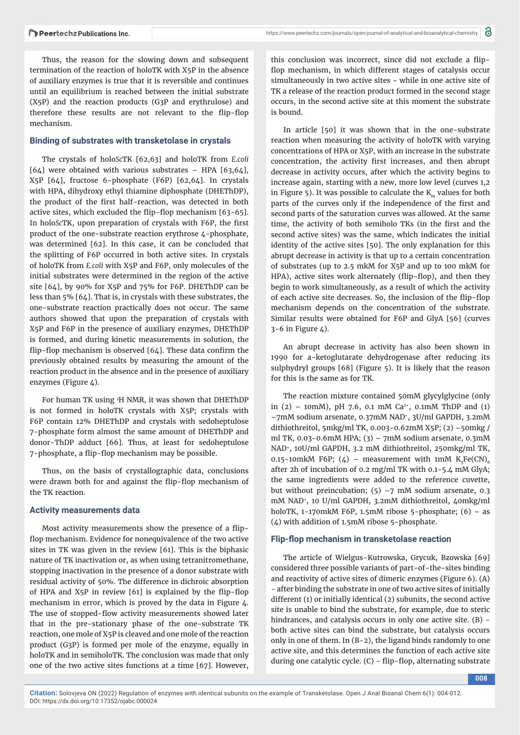Thus, the reason for the slowing down and subsequent termination of the reaction of holoTK with X5P in the absence of auxiliary enzymes is true that it is reversible and continues until an equilibrium is reached between the initial substrate (X5P) and the reaction products (G3P and erythrulose) and therefore these results are not relevant to the flip-flop mechanism.

### Binding of substrates with transketolase in crystals

The crystals of holo*Sc*TK [62,63] and holoTK from *E.coli* [64] were obtained with various substrates – HPA [63,64], X5P [64], fructose 6-phosphate (F6P) [62,64]. In crystals with HPA, dihydroxy ethyl thiamine diphosphate (DHEThDP), the product of the first half-reaction, was detected in both active sites, which excluded the flip-flop mechanism [63-65]. In holo*Sc*TK, upon preparation of crystals with F6P, the first product of the one-substrate reaction erythrose 4-phosphate, was determined [62]. In this case, it can be concluded that the splitting of F6P occurred in both active sites. In crystals of holoTK from *E.coli* with X5P and F6P, only molecules of the initial substrates were determined in the region of the active site [64], by 90% for X5P and 75% for F6P. DHEThDP can be less than 5% [64]. That is, in crystals with these substrates, the one-substrate reaction practically does not occur. The same authors showed that upon the preparation of crystals with X5P and F6P in the presence of auxiliary enzymes, DHEThDP is formed, and during kinetic measurements in solution, the flip-flop mechanism is observed [64]. These data confirm the previously obtained results by measuring the amount of the reaction product in the absence and in the presence of auxiliary enzymes (Figure 4).

For human TK using $^1$H NMR, it was shown that DHEThDP is not formed in holoTK crystals with X5P; crystals with F6P contain 12% DHEThDP and crystals with sedoheptulose 7-phosphate form almost the same amount of DHEThDP and donor-ThDP adduct [66]. Thus, at least for sedoheptulose 7-phosphate, a flip-flop mechanism may be possible.

Thus, on the basis of crystallographic data, conclusions were drawn both for and against the flip-flop mechanism of the TK reaction.

### Activity measurements data

Most activity measurements show the presence of a flip-flop mechanism. Evidence for nonequivalence of the two active sites in TK was given in the review [61]. This is the biphasic nature of TK inactivation or, as when using tetranitromethane, stopping inactivation in the presence of a donor substrate with residual activity of 50%. The difference in dichroic absorption of HPA and X5P in review [61] is explained by the flip-flop mechanism in error, which is proved by the data in Figure 4. The use of stopped-flow activity measurements showed later that in the pre-stationary phase of the one-substrate TK reaction, one mole of X5P is cleaved and one mole of the reaction product (G3P) is formed per mole of the enzyme, equally in holoTK and in semiholoTK. The conclusion was made that only one of the two active sites functions at a time [67]. However, this conclusion was incorrect, since did not exclude a flip-flop mechanism, in which different stages of catalysis occur simultaneously in two active sites - while in one active site of TK a release of the reaction product formed in the second stage occurs, in the second active site at this moment the substrate is bound.

In article [50] it was shown that in the one-substrate reaction when measuring the activity of holoTK with varying concentrations of HPA or X5P, with an increase in the substrate concentration, the activity first increases, and then abrupt decrease in activity occurs, after which the activity begins to increase again, starting with a new, more low level (curves 1,2 in Figure 5). It was possible to calculate the $K_m$ values for both parts of the curves only if the independence of the first and second parts of the saturation curves was allowed. At the same time, the activity of both semiholo TKs (in the first and the second active sites) was the same, which indicates the initial identity of the active sites [50]. The only explanation for this abrupt decrease in activity is that up to a certain concentration of substrates (up to 2.5 mkM for X5P and up to 100 mkM for HPA), active sites work alternately (flip-flop), and then they begin to work simultaneously, as a result of which the activity of each active site decreases. So, the inclusion of the flip-flop mechanism depends on the concentration of the substrate. Similar results were obtained for F6P and GlyA [56] (curves 3-6 in Figure 4).

An abrupt decrease in activity has also been shown in 1990 for a-ketoglutarate dehydrogenase after reducing its sulphydryl groups [68] (Figure 5). It is likely that the reason for this is the same as for TK.

The reaction mixture contained 50mM glycylglycine (only in (2) – 10mM), pH 7.6, 0.1 mM $Ca^{2+}$, 0.1mM ThDP and (1) –7mM sodium arsenate, 0.37mM $NAD^+$, 3U/ml GAPDH, 3.2mM dithiothreitol, 5mkg/ml TK, 0.003-0.62mM X5P; (2) –50mkg / ml TK, 0.03-0.6mM HPA; (3) – 7mM sodium arsenate, 0.3mM $NAD^+$, 10U/ml GAPDH, 3.2 mM dithiothreitol, 250mkg/ml TK, 0.15-10mkM F6P; (4) – measurement with 1mM $K_3Fe(CN)_6$ after 2h of incubation of 0.2 mg/ml TK with 0.1-5.4 mM GlyA; the same ingredients were added to the reference cuvette, but without preincubation; (5) –7 mM sodium arsenate, 0.3 mM $NAD^+$, 10 U/ml GAPDH, 3.2mM dithiothreitol, 40mkg/ml holoTK, 1-170mkM F6P, 1.5mM ribose 5-phosphate; (6) – as (4) with addition of 1.5mM ribose 5-phosphate.

### Flip-flop mechanism in transketolase reaction

The article of Wielgus-Kutrowska, Grycuk, Bzowska [69] considered three possible variants of part-of-the-sites binding and reactivity of active sites of dimeric enzymes (Figure 6). (A) - after binding the substrate in one of two active sites of initially different (1) or initially identical (2) subunits, the second active site is unable to bind the substrate, for example, due to steric hindrances, and catalysis occurs in only one active site. (B) - both active sites can bind the substrate, but catalysis occurs only in one of them. In (B-2), the ligand binds randomly to one active site, and this determines the function of each active site during one catalytic cycle. (C) - flip-flop, alternating substrate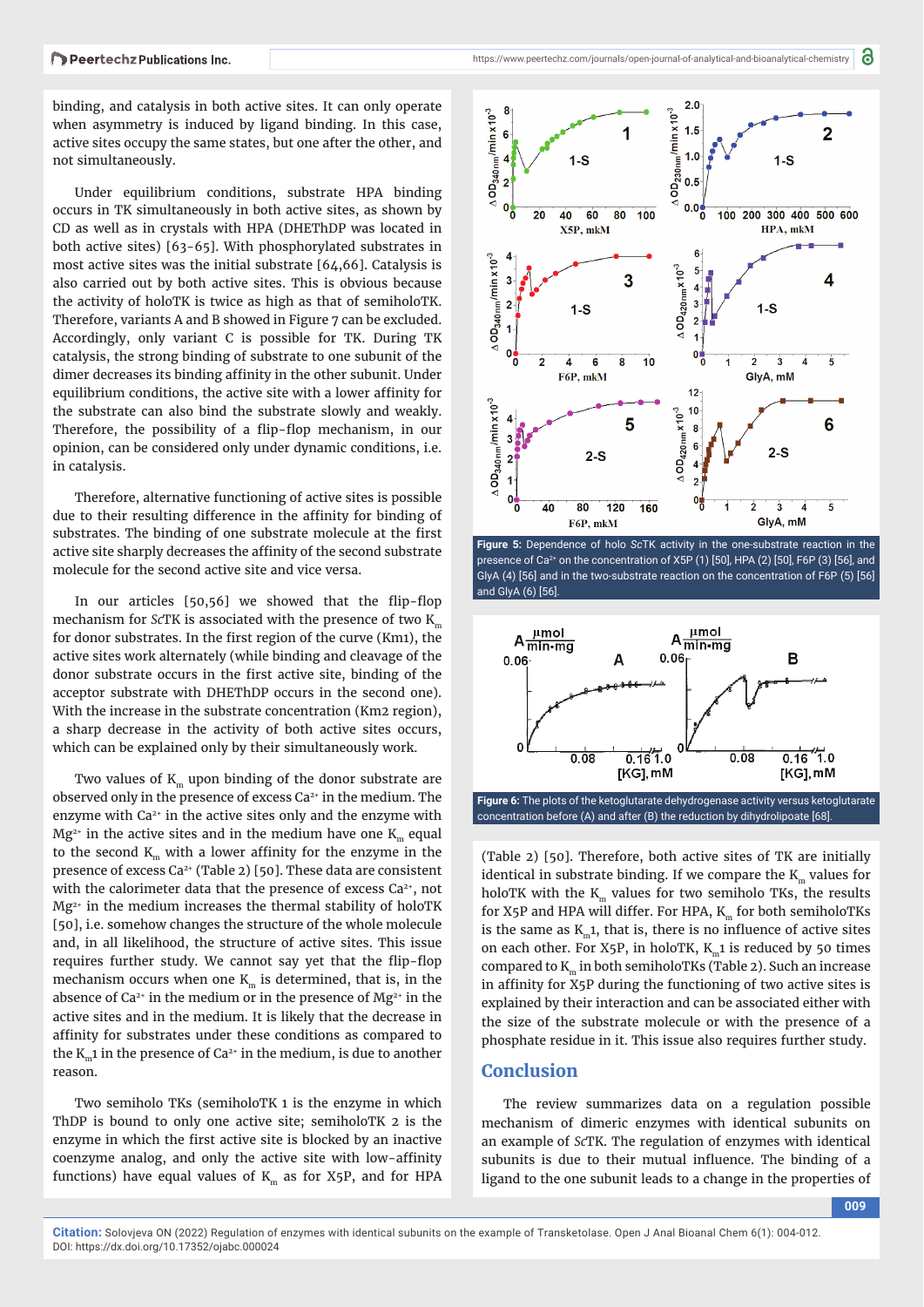binding, and catalysis in both active sites. It can only operate when asymmetry is induced by ligand binding. In this case, active sites occupy the same states, but one after the other, and not simultaneously.

Under equilibrium conditions, substrate HPA binding occurs in TK simultaneously in both active sites, as shown by CD as well as in crystals with HPA (DHEThDP was located in both active sites) [63-65]. With phosphorylated substrates in most active sites was the initial substrate [64,66]. Catalysis is also carried out by both active sites. This is obvious because the activity of holoTK is twice as high as that of semiholoTK. Therefore, variants A and B showed in Figure 7 can be excluded. Accordingly, only variant C is possible for TK. During TK catalysis, the strong binding of substrate to one subunit of the dimer decreases its binding affinity in the other subunit. Under equilibrium conditions, the active site with a lower affinity for the substrate can also bind the substrate slowly and weakly. Therefore, the possibility of a flip-flop mechanism, in our opinion, can be considered only under dynamic conditions, i.e. in catalysis.

Therefore, alternative functioning of active sites is possible due to their resulting difference in the affinity for binding of substrates. The binding of one substrate molecule at the first active site sharply decreases the affinity of the second substrate molecule for the second active site and vice versa.

In our articles [50,56] we showed that the flip-flop mechanism for *Sc*TK is associated with the presence of two $K_m$ for donor substrates. In the first region of the curve (Km1), the active sites work alternately (while binding and cleavage of the donor substrate occurs in the first active site, binding of the acceptor substrate with DHEThDP occurs in the second one). With the increase in the substrate concentration (Km2 region), a sharp decrease in the activity of both active sites occurs, which can be explained only by their simultaneously work.

Two values of $K_m$ upon binding of the donor substrate are observed only in the presence of excess $Ca^{2+}$ in the medium. The enzyme with $Ca^{2+}$ in the active sites only and the enzyme with $Mg^{2+}$ in the active sites and in the medium have one $K_m$ equal to the second $K_m$ with a lower affinity for the enzyme in the presence of excess $Ca^{2+}$ (Table 2) [50]. These data are consistent with the calorimeter data that the presence of excess $Ca^{2+}$, not $Mg^{2+}$ in the medium increases the thermal stability of holoTK [50], i.e. somehow changes the structure of the whole molecule and, in all likelihood, the structure of active sites. This issue requires further study. We cannot say yet that the flip-flop mechanism occurs when one $K_m$ is determined, that is, in the absence of $Ca^{2+}$ in the medium or in the presence of $Mg^{2+}$ in the active sites and in the medium. It is likely that the decrease in affinity for substrates under these conditions as compared to the $K_m1$ in the presence of $Ca^{2+}$ in the medium, is due to another reason.

Two semiholo TKs (semiholoTK 1 is the enzyme in which ThDP is bound to only one active site; semiholoTK 2 is the enzyme in which the first active site is blocked by an inactive coenzyme analog, and only the active site with low-affinity functions) have equal values of $K_m$ as for X5P, and for HPA

**Figure 5:** Dependence of holo *Sc*TK activity in the one-substrate reaction in the presence of $Ca^{2+}$ on the concentration of X5P (1) [50], HPA (2) [50], F6P (3) [56], and GlyA (4) [56] and in the two-substrate reaction on the concentration of F6P (5) [56] and GlyA (6) [56].

**Figure 6:** The plots of the ketoglutarate dehydrogenase activity versus ketoglutarate concentration before (A) and after (B) the reduction by dihydrolipoate [68].

(Table 2) [50]. Therefore, both active sites of TK are initially identical in substrate binding. If we compare the $K_m$ values for holoTK with the $K_m$ values for two semiholo TKs, the results for X5P and HPA will differ. For HPA, $K_m$ for both semiholoTKs is the same as $K_m1$, that is, there is no influence of active sites on each other. For X5P, in holoTK, $K_m1$ is reduced by 50 times compared to $K_m$ in both semiholoTKs (Table 2). Such an increase in affinity for X5P during the functioning of two active sites is explained by their interaction and can be associated either with the size of the substrate molecule or with the presence of a phosphate residue in it. This issue also requires further study.

## Conclusion

The review summarizes data on a regulation possible mechanism of dimeric enzymes with identical subunits on an example of *Sc*TK. The regulation of enzymes with identical subunits is due to their mutual influence. The binding of a ligand to the one subunit leads to a change in the properties of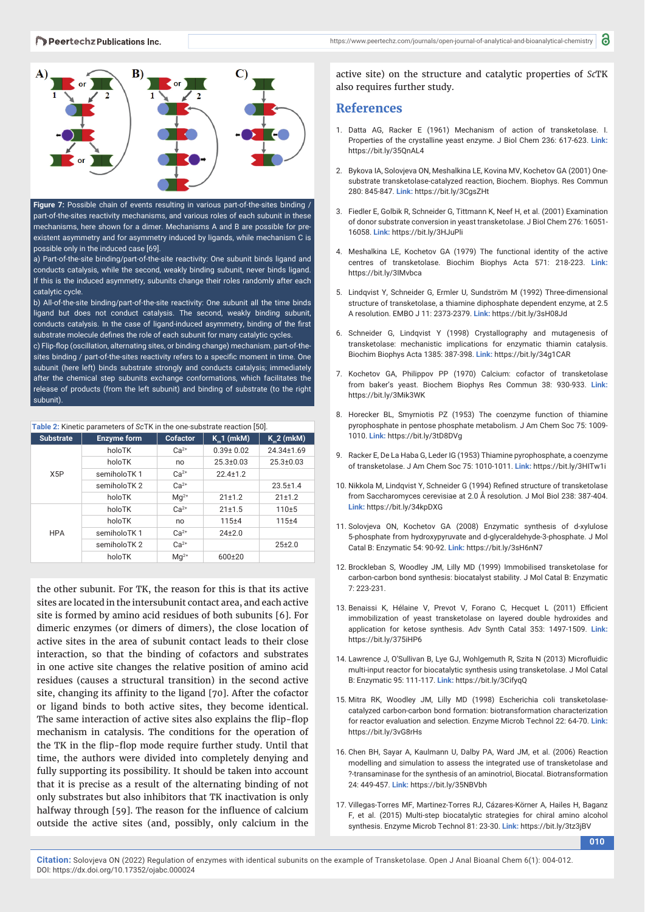**Figure 7:** Possible chain of events resulting in various part-of-the-sites binding / part-of-the-sites reactivity mechanisms, and various roles of each subunit in these mechanisms, here shown for a dimer. Mechanisms A and B are possible for pre-existent asymmetry and for asymmetry induced by ligands, while mechanism C is possible only in the induced case [69].

a) Part-of-the-site binding/part-of-the-site reactivity: One subunit binds ligand and conducts catalysis, while the second, weakly binding subunit, never binds ligand. If this is the induced asymmetry, subunits change their roles randomly after each catalytic cycle.

b) All-of-the-site binding/part-of-the-site reactivity: One subunit all the time binds ligand but does not conduct catalysis. The second, weakly binding subunit, conducts catalysis. In the case of ligand-induced asymmetry, binding of the first substrate molecule defines the role of each subunit for many catalytic cycles.

c) Flip-flop (oscillation, alternating sites, or binding change) mechanism. part-of-the-sites binding / part-of-the-sites reactivity refers to a specific moment in time. One subunit (here left) binds substrate strongly and conducts catalysis; immediately after the chemical step subunits exchange conformations, which facilitates the release of products (from the left subunit) and binding of substrate (to the right subunit).

**Table 2:** Kinetic parameters of *Sc*TK in the one-substrate reaction [50].

| Substrate | Enzyme form | Cofactor | $K_m1$ (mkM) | $K_m2$ (mkM) |
|---|---|---|---|---|
| X5P | holoTK | $Ca^{2+}$ | 0.39± 0.02 | 24.34±1.69 |
| | holoTK | no | 25.3±0.03 | 25.3±0.03 |
| | semiholoTK 1 | $Ca^{2+}$ | 22.4±1.2 | |
| | semiholoTK 2 | $Ca^{2+}$ | | 23.5±1.4 |
| | holoTK | $Mg^{2+}$ | 21±1.2 | 21±1.2 |
| HPA | holoTK | $Ca^{2+}$ | 21±1.5 | 110±5 |
| | holoTK | no | 115±4 | 115±4 |
| | semiholoTK 1 | $Ca^{2+}$ | 24±2.0 | |
| | semiholoTK 2 | $Ca^{2+}$ | | 25±2.0 |
| | holoTK | $Mg^{2+}$ | 600±20 | |

the other subunit. For TK, the reason for this is that its active sites are located in the intersubunit contact area, and each active site is formed by amino acid residues of both subunits [6]. For dimeric enzymes (or dimers of dimers), the close location of active sites in the area of subunit contact leads to their close interaction, so that the binding of cofactors and substrates in one active site changes the relative position of amino acid residues (causes a structural transition) in the second active site, changing its affinity to the ligand [70]. After the cofactor or ligand binds to both active sites, they become identical. The same interaction of active sites also explains the flip-flop mechanism in catalysis. The conditions for the operation of the TK in the flip-flop mode require further study. Until that time, the authors were divided into completely denying and fully supporting its possibility. It should be taken into account that it is precise as a result of the alternating binding of not only substrates but also inhibitors that TK inactivation is only halfway through [59]. The reason for the influence of calcium outside the active sites (and, possibly, only calcium in the active site) on the structure and catalytic properties of *Sc*TK also requires further study.

## References

1. Datta AG, Racker E (1961) Mechanism of action of transketolase. I. Properties of the crystalline yeast enzyme. J Biol Chem 236: 617-623. **Link:** https://bit.ly/35QnAL4
2. Bykova IA, Solovjeva ON, Meshalkina LE, Kovina MV, Kochetov GA (2001) One-substrate transketolase-catalyzed reaction, Biochem. Biophys. Res Commun 280: 845-847. **Link:** https://bit.ly/3CgsZHt
3. Fiedler E, Golbik R, Schneider G, Tittmann K, Neef H, et al. (2001) Examination of donor substrate conversion in yeast transketolase. J Biol Chem 276: 16051-16058. **Link:** https://bit.ly/3HJuPli
4. Meshalkina LE, Kochetov GA (1979) The functional identity of the active centres of transketolase. Biochim Biophys Acta 571: 218-223. **Link:** https://bit.ly/3IMvbca
5. Lindqvist Y, Schneider G, Ermler U, Sundström M (1992) Three-dimensional structure of transketolase, a thiamine diphosphate dependent enzyme, at 2.5 A resolution. EMBO J 11: 2373-2379. **Link:** https://bit.ly/3sH08Jd
6. Schneider G, Lindqvist Y (1998) Crystallography and mutagenesis of transketolase: mechanistic implications for enzymatic thiamin catalysis. Biochim Biophys Acta 1385: 387-398. **Link:** https://bit.ly/34g1CAR
7. Kochetov GA, Philippov PP (1970) Calcium: cofactor of transketolase from baker's yeast. Biochem Biophys Res Commun 38: 930-933. **Link:** https://bit.ly/3Mik3WK
8. Horecker BL, Smyrniotis PZ (1953) The coenzyme function of thiamine pyrophosphate in pentose phosphate metabolism. J Am Chem Soc 75: 1009-1010. **Link:** https://bit.ly/3tD8DVg
9. Racker E, De La Haba G, Leder IG (1953) Thiamine pyrophosphate, a coenzyme of transketolase. J Am Chem Soc 75: 1010-1011. **Link:** https://bit.ly/3HITw1i
10. Nikkola M, Lindqvist Y, Schneider G (1994) Refined structure of transketolase from Saccharomyces cerevisiae at 2.0 Å resolution. J Mol Biol 238: 387-404. **Link:** https://bit.ly/34kpDXG
11. Solovjeva ON, Kochetov GA (2008) Enzymatic synthesis of d-xylulose 5-phosphate from hydroxypyruvate and d-glyceraldehyde-3-phosphate. J Mol Catal B: Enzymatic 54: 90-92. **Link:** https://bit.ly/3sH6nN7
12. Brockleban S, Woodley JM, Lilly MD (1999) Immobilised transketolase for carbon-carbon bond synthesis: biocatalyst stability. J Mol Catal B: Enzymatic 7: 223-231.
13. Benaissi K, Hélaine V, Prevot V, Forano C, Hecquet L (2011) Efficient immobilization of yeast transketolase on layered double hydroxides and application for ketose synthesis. Adv Synth Catal 353: 1497-1509. **Link:** https://bit.ly/375iHP6
14. Lawrence J, O'Sullivan B, Lye GJ, Wohlgemuth R, Szita N (2013) Microfluidic multi-input reactor for biocatalytic synthesis using transketolase. J Mol Catal B: Enzymatic 95: 111-117. **Link:** https://bit.ly/3CifyqQ
15. Mitra RK, Woodley JM, Lilly MD (1998) Escherichia coli transketolase-catalyzed carbon-carbon bond formation: biotransformation characterization for reactor evaluation and selection. Enzyme Microb Technol 22: 64-70. **Link:** https://bit.ly/3vG8rHs
16. Chen BH, Sayar A, Kaulmann U, Dalby PA, Ward JM, et al. (2006) Reaction modelling and simulation to assess the integrated use of transketolase and ?-transaminase for the synthesis of an aminotriol, Biocatal. Biotransformation 24: 449-457. **Link:** https://bit.ly/35NBVbh
17. Villegas-Torres MF, Martinez-Torres RJ, Cázares-Körner A, Hailes H, Baganz F, et al. (2015) Multi-step biocatalytic strategies for chiral amino alcohol synthesis. Enzyme Microb Technol 81: 23-30. **Link:** https://bit.ly/3tz3jBV

**Citation:** Solovjeva ON (2022) Regulation of enzymes with identical subunits on the example of Transketolase. Open J Anal Bioanal Chem 6(1): 004-012. DOI: https://dx.doi.org/10.17352/ojabc.000024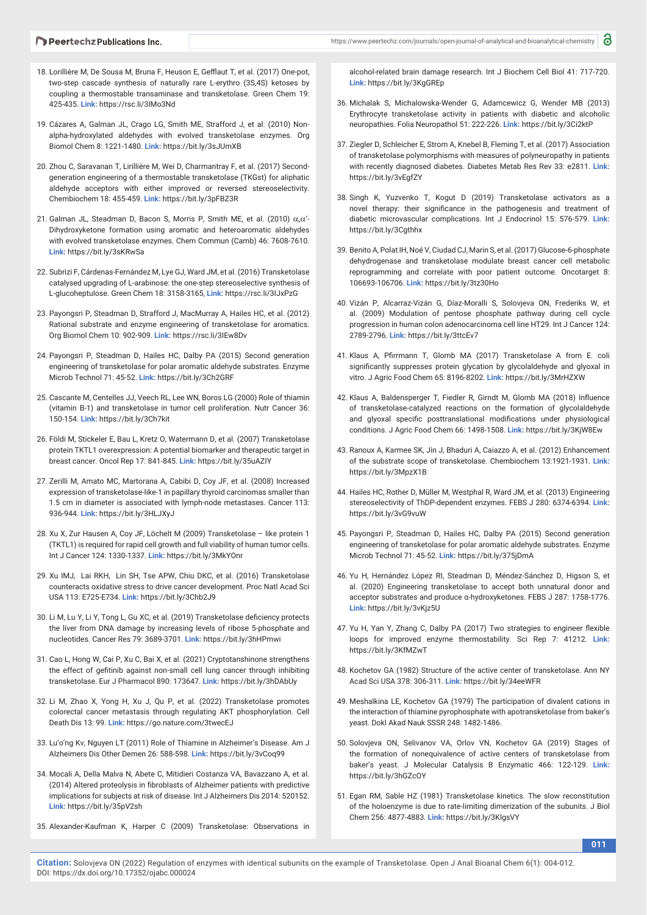18. Lorillière M, De Sousa M, Bruna F, Heuson E, Gefflaut T, et al. (2017) One-pot, two-step cascade synthesis of naturally rare L-erythro (3S,4S) ketoses by coupling a thermostable transaminase and transketolase. Green Chem 19: 425-435. **Link:** https://rsc.li/3IMo3Nd

19. Cázares A, Galman JL, Crago LG, Smith ME, Strafford J, et al. (2010) Non-alpha-hydroxylated aldehydes with evolved transketolase enzymes. Org Biomol Chem 8: 1221-1480. **Link:** https://bit.ly/3sJUmXB

20. Zhou C, Saravanan T, Lirillière M, Wei D, Charmantray F, et al. (2017) Second-generation engineering of a thermostable transketolase (TKGst) for aliphatic aldehyde acceptors with either improved or reversed stereoselectivity. Chembiochem 18: 455-459. **Link:** https://bit.ly/3pFBZ3R

21. Galman JL, Steadman D, Bacon S, Morris P, Smith ME, et al. (2010) $\alpha,\alpha'$-Dihydroxyketone formation using aromatic and heteroaromatic aldehydes with evolved transketolase enzymes. Chem Commun (Camb) 46: 7608-7610. **Link:** https://bit.ly/3sKRwSa

22. Subrizi F, Cárdenas-Fernández M, Lye GJ, Ward JM, et al. (2016) Transketolase catalysed upgrading of L-arabinose: the one-step stereoselective synthesis of L-glucoheptulose. Green Chem 18: 3158-3165, **Link:** https://rsc.li/3IJxPzG

23. Payongsri P, Steadman D, Strafford J, MacMurray A, Hailes HC, et al. (2012) Rational substrate and enzyme engineering of transketolase for aromatics. Org Biomol Chem 10: 902-909. **Link:** https://rsc.li/3IEw8Dv

24. Payongsri P, Steadman D, Hailes HC, Dalby PA (2015) Second generation engineering of transketolase for polar aromatic aldehyde substrates. Enzyme Microb Technol 71: 45-52. **Link:** https://bit.ly/3Ch2GRF

25. Cascante M, Centelles JJ, Veech RL, Lee WN, Boros LG (2000) Role of thiamin (vitamin B-1) and transketolase in tumor cell proliferation. Nutr Cancer 36: 150-154. **Link:** https://bit.ly/3Ch7kit

26. Földi M, Stickeler E, Bau L, Kretz O, Watermann D, et al. (2007) Transketolase protein TKTL1 overexpression: A potential biomarker and therapeutic target in breast cancer. Oncol Rep 17: 841-845. **Link:** https://bit.ly/35uAZIY

27. Zerilli M, Amato MC, Martorana A, Cabibi D, Coy JF, et al. (2008) Increased expression of transketolase-like-1 in papillary thyroid carcinomas smaller than 1.5 cm in diameter is associated with lymph-node metastases. Cancer 113: 936-944. **Link:** https://bit.ly/3HLJXyJ

28. Xu X, Zur Hausen A, Coy JF, Löchelt M (2009) Transketolase – like protein 1 (TKTL1) is required for rapid cell growth and full viability of human tumor cells. Int J Cancer 124: 1330-1337. **Link:** https://bit.ly/3MkYOnr

29. Xu IMJ, Lai RKH, Lin SH, Tse APW, Chiu DKC, et al. (2016) Transketolase counteracts oxidative stress to drive cancer development. Proc Natl Acad Sci USA 113: E725-E734. **Link:** https://bit.ly/3Chb2J9

30. Li M, Lu Y, Li Y, Tong L, Gu XC, et al. (2019) Transketolase deficiency protects the liver from DNA damage by increasing levels of ribose 5-phosphate and nucleotides. Cancer Res 79: 3689-3701. **Link:** https://bit.ly/3hHPmwi

31. Cao L, Hong W, Cai P, Xu C, Bai X, et al. (2021) Cryptotanshinone strengthens the effect of gefitinib against non-small cell lung cancer through inhibiting transketolase. Eur J Pharmacol 890: 173647. **Link:** https://bit.ly/3hDAbUy

32. Li M, Zhao X, Yong H, Xu J, Qu P, et al. (2022) Transketolase promotes colorectal cancer metastasis through regulating AKT phosphorylation. Cell Death Dis 13: 99. **Link:** https://go.nature.com/3twecEJ

33. Lu'o'ng Kv, Nguyen LT (2011) Role of Thiamine in Alzheimer's Disease. Am J Alzheimers Dis Other Demen 26: 588-598. **Link:** https://bit.ly/3vCoq99

34. Mocali A, Della Malva N, Abete C, Mitidieri Costanza VA, Bavazzano A, et al. (2014) Altered proteolysis in fibroblasts of Alzheimer patients with predictive implications for subjects at risk of disease. Int J Alzheimers Dis 2014: 520152. **Link:** https://bit.ly/35pV2sh

35. Alexander-Kaufman K, Harper C (2009) Transketolase: Observations in alcohol-related brain damage research. Int J Biochem Cell Biol 41: 717-720. **Link:** https://bit.ly/3KgGREp

36. Michalak S, Michalowska-Wender G, Adamcewicz G, Wender MB (2013) Erythrocyte transketolase activity in patients with diabetic and alcoholic neuropathies. Folia Neuropathol 51: 222-226. **Link:** https://bit.ly/3Ci2ktP

37. Ziegler D, Schleicher E, Strom A, Knebel B, Fleming T, et al. (2017) Association of transketolase polymorphisms with measures of polyneuropathy in patients with recently diagnosed diabetes. Diabetes Metab Res Rev 33: e2811. **Link:** https://bit.ly/3vEgfZY

38. Singh K, Yuzvenko T, Kogut D (2019) Transketolase activators as a novel therapy: their significance in the pathogenesis and treatment of diabetic microvascular complications. Int J Endocrinol 15: 576-579. **Link:** https://bit.ly/3Cgthhx

39. Benito A, Polat IH, Noé V, Ciudad CJ, Marin S, et al. (2017) Glucose-6-phosphate dehydrogenase and transketolase modulate breast cancer cell metabolic reprogramming and correlate with poor patient outcome. Oncotarget 8: 106693-106706. **Link:** https://bit.ly/3tz30Ho

40. Vizán P, Alcarraz-Vizán G, Díaz-Moralli S, Solovjeva ON, Frederiks W, et al. (2009) Modulation of pentose phosphate pathway during cell cycle progression in human colon adenocarcinoma cell line HT29. Int J Cancer 124: 2789-2796. **Link:** https://bit.ly/3ttcEv7

41. Klaus A, Pfirrmann T, Glomb MA (2017) Transketolase A from E. coli significantly suppresses protein glycation by glycolaldehyde and glyoxal in vitro. J Agric Food Chem 65: 8196-8202. **Link:** https://bit.ly/3MrHZXW

42. Klaus A, Baldensperger T, Fiedler R, Girndt M, Glomb MA (2018) Influence of transketolase-catalyzed reactions on the formation of glycolaldehyde and glyoxal specific posttranslational modifications under physiological conditions. J Agric Food Chem 66: 1498-1508. **Link:** https://bit.ly/3KjW8Ew

43. Ranoux A, Karmee SK, Jin J, Bhaduri A, Caiazzo A, et al. (2012) Enhancement of the substrate scope of transketolase. Chembiochem 13:1921-1931. **Link:** https://bit.ly/3MpzX1B

44. Hailes HC, Rother D, Müller M, Westphal R, Ward JM, et al. (2013) Engineering stereoselectivity of ThDP-dependent enzymes. FEBS J 280: 6374-6394. **Link:** https://bit.ly/3vG9vuW

45. Payongsri P, Steadman D, Hailes HC, Dalby PA (2015) Second generation engineering of transketolase for polar aromatic aldehyde substrates. Enzyme Microb Technol 71: 45-52. **Link:** https://bit.ly/375jDmA

46. Yu H, Hernández López RI, Steadman D, Méndez-Sánchez D, Higson S, et al. (2020) Engineering transketolase to accept both unnatural donor and acceptor substrates and produce α-hydroxyketones. FEBS J 287: 1758-1776. **Link:** https://bit.ly/3vKjz5U

47. Yu H, Yan Y, Zhang C, Dalby PA (2017) Two strategies to engineer flexible loops for improved enzyme thermostability. Sci Rep 7: 41212. **Link:** https://bit.ly/3KfMZwT

48. Kochetov GA (1982) Structure of the active center of transketolase. Ann NY Acad Sci USA 378: 306-311. **Link:** https://bit.ly/34eeWFR

49. Meshalkina LE, Kochetov GA (1979) The participation of divalent cations in the interaction of thiamine pyrophosphate with apotransketolase from baker's yeast. Dokl Akad Nauk SSSR 248: 1482-1486.

50. Solovjeva ON, Selivanov VA, Orlov VN, Kochetov GA (2019) Stages of the formation of nonequivalence of active centers of transketolase from baker's yeast. J Molecular Catalysis B Enzymatic 466: 122-129. **Link:** https://bit.ly/3hGZcOY

51. Egan RM, Sable HZ (1981) Transketolase kinetics. The slow reconstitution of the holoenzyme is due to rate-limiting dimerization of the subunits. J Biol Chem 256: 4877-4883. **Link:** https://bit.ly/3KlgsVY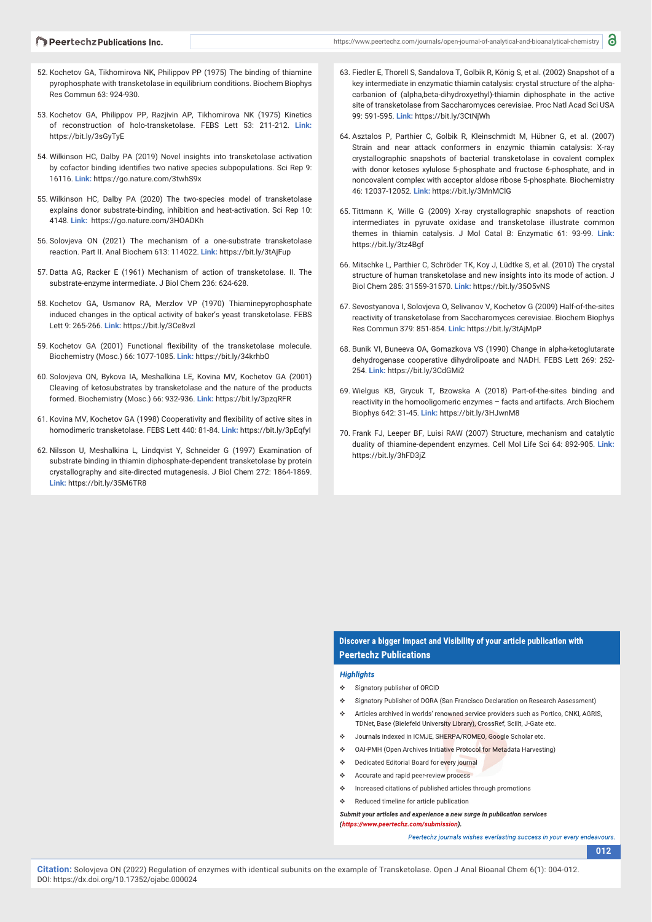52. Kochetov GA, Tikhomirova NK, Philippov PP (1975) The binding of thiamine pyrophosphate with transketolase in equilibrium conditions. Biochem Biophys Res Commun 63: 924-930.

53. Kochetov GA, Philippov PP, Razjivin AP, Tikhomirova NK (1975) Kinetics of reconstruction of holo-transketolase. FEBS Lett 53: 211-212. **Link:** https://bit.ly/3sGyTyE

54. Wilkinson HC, Dalby PA (2019) Novel insights into transketolase activation by cofactor binding identifies two native species subpopulations. Sci Rep 9: 16116. **Link:** https://go.nature.com/3twhS9x

55. Wilkinson HC, Dalby PA (2020) The two-species model of transketolase explains donor substrate-binding, inhibition and heat-activation. Sci Rep 10: 4148. **Link:** https://go.nature.com/3HOADKh

56. Solovjeva ON (2021) The mechanism of a one-substrate transketolase reaction. Part II. Anal Biochem 613: 114022. **Link:** https://bit.ly/3tAjFup

57. Datta AG, Racker E (1961) Mechanism of action of transketolase. II. The substrate-enzyme intermediate. J Biol Chem 236: 624-628.

58. Kochetov GA, Usmanov RA, Merzlov VP (1970) Thiaminepyrophosphate induced changes in the optical activity of baker's yeast transketolase. FEBS Lett 9: 265-266. **Link:** https://bit.ly/3Ce8vzl

59. Kochetov GA (2001) Functional flexibility of the transketolase molecule. Biochemistry (Mosc.) 66: 1077-1085. **Link:** https://bit.ly/34krhbO

60. Solovjeva ON, Bykova IA, Meshalkina LE, Kovina MV, Kochetov GA (2001) Cleaving of ketosubstrates by transketolase and the nature of the products formed. Biochemistry (Mosc.) 66: 932-936. **Link:** https://bit.ly/3pzqRFR

61. Kovina MV, Kochetov GA (1998) Cooperativity and flexibility of active sites in homodimeric transketolase. FEBS Lett 440: 81-84. **Link:** https://bit.ly/3pEqfyI

62. Nilsson U, Meshalkina L, Lindqvist Y, Schneider G (1997) Examination of substrate binding in thiamin diphosphate-dependent transketolase by protein crystallography and site-directed mutagenesis. J Biol Chem 272: 1864-1869. **Link:** https://bit.ly/35M6TR8

63. Fiedler E, Thorell S, Sandalova T, Golbik R, König S, et al. (2002) Snapshot of a key intermediate in enzymatic thiamin catalysis: crystal structure of the alpha-carbanion of (alpha,beta-dihydroxyethyl)-thiamin diphosphate in the active site of transketolase from Saccharomyces cerevisiae. Proc Natl Acad Sci USA 99: 591-595. **Link:** https://bit.ly/3CtNjWh

64. Asztalos P, Parthier C, Golbik R, Kleinschmidt M, Hübner G, et al. (2007) Strain and near attack conformers in enzymic thiamin catalysis: X-ray crystallographic snapshots of bacterial transketolase in covalent complex with donor ketoses xylulose 5-phosphate and fructose 6-phosphate, and in noncovalent complex with acceptor aldose ribose 5-phosphate. Biochemistry 46: 12037-12052. **Link:** https://bit.ly/3MnMClG

65. Tittmann K, Wille G (2009) X-ray crystallographic snapshots of reaction intermediates in pyruvate oxidase and transketolase illustrate common themes in thiamin catalysis. J Mol Catal B: Enzymatic 61: 93-99. **Link:** https://bit.ly/3tz4Bgf

66. Mitschke L, Parthier C, Schröder TK, Koy J, Lüdtke S, et al. (2010) The crystal structure of human transketolase and new insights into its mode of action. J Biol Chem 285: 31559-31570. **Link:** https://bit.ly/35O5vNS

67. Sevostyanova I, Solovjeva O, Selivanov V, Kochetov G (2009) Half-of-the-sites reactivity of transketolase from Saccharomyces cerevisiae. Biochem Biophys Res Commun 379: 851-854. **Link:** https://bit.ly/3tAjMpP

68. Bunik VI, Buneeva OA, Gomazkova VS (1990) Change in alpha-ketoglutarate dehydrogenase cooperative dihydrolipoate and NADH. FEBS Lett 269: 252-254. **Link:** https://bit.ly/3CdGMi2

69. Wielgus KB, Grycuk T, Bzowska A (2018) Part-of-the-sites binding and reactivity in the homooligomeric enzymes – facts and artifacts. Arch Biochem Biophys 642: 31-45. **Link:** https://bit.ly/3HJwnM8

70. Frank FJ, Leeper BF, Luisi RAW (2007) Structure, mechanism and catalytic duality of thiamine-dependent enzymes. Cell Mol Life Sci 64: 892-905. **Link:** https://bit.ly/3hFD3jZ

**Discover a bigger Impact and Visibility of your article publication with Peertechz Publications**

***Highlights***

- Signatory publisher of ORCID
- Signatory Publisher of DORA (San Francisco Declaration on Research Assessment)
- Articles archived in worlds' renowned service providers such as Portico, CNKI, AGRIS, TDNet, Base (Bielefeld University Library), CrossRef, Scilit, J-Gate etc.
- Journals indexed in ICMJE, SHERPA/ROMEO, Google Scholar etc.
- OAI-PMH (Open Archives Initiative Protocol for Metadata Harvesting)
- Dedicated Editorial Board for every journal
- Accurate and rapid peer-review process
- Increased citations of published articles through promotions
- Reduced timeline for article publication

***Submit your articles and experience a new surge in publication services (https://www.peertechz.com/submission).***

*Peertechz journals wishes everlasting success in your every endeavours.*

**Citation:** Solovjeva ON (2022) Regulation of enzymes with identical subunits on the example of Transketolase. Open J Anal Bioanal Chem 6(1): 004-012. DOI: https://dx.doi.org/10.17352/ojabc.000024